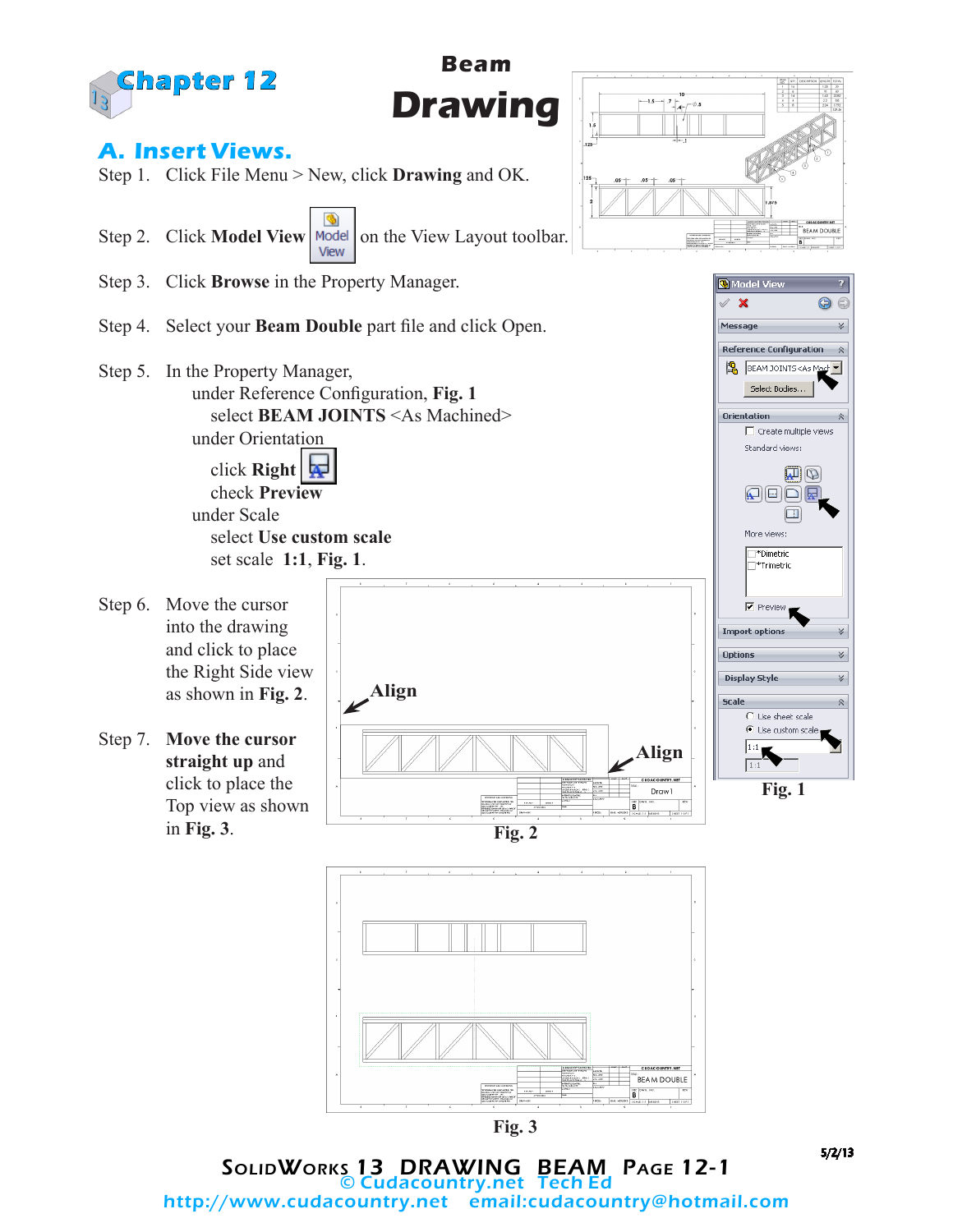# Chapter 12

# Beam Drawing

## A. Insert Views.

Step 1. Click File Menu > New, click **Drawing** and OK.

Step 2. Click **Model View** on the View Layout toolbar.

Step 3. Click **Browse** in the Property Manager.

Step 4. Select your **Beam Double** part file and click Open.

Step 5. In the Property Manager,
under Reference Configuration, **Fig. 1**
select **BEAM JOINTS** <As Machined>
under Orientation
click **Right**
check **Preview**
under Scale
select **Use custom scale**
set scale **1:1**, **Fig. 1**.

Step 6. Move the cursor into the drawing and click to place the Right Side view as shown in **Fig. 2**.

Step 7. **Move the cursor straight up** and click to place the Top view as shown in **Fig. 3**.

Fig. 1

Fig. 2

Fig. 3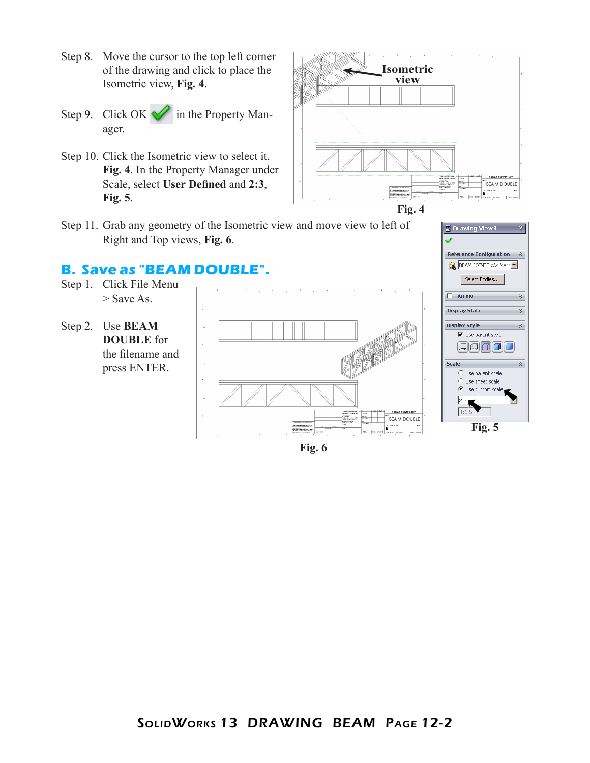Step 8. Move the cursor to the top left corner of the drawing and click to place the Isometric view, **Fig. 4**.

Step 9. Click OK in the Property Manager.

Step 10. Click the Isometric view to select it, **Fig. 4**. In the Property Manager under Scale, select **User Defined** and **2:3**, **Fig. 5**.

**Fig. 4**

Step 11. Grab any geometry of the Isometric view and move view to left of Right and Top views, **Fig. 6**.

## B. Save as "BEAM DOUBLE".

Step 1. Click File Menu > Save As.

Step 2. Use **BEAM DOUBLE** for the filename and press ENTER.

**Fig. 5**

**Fig. 6**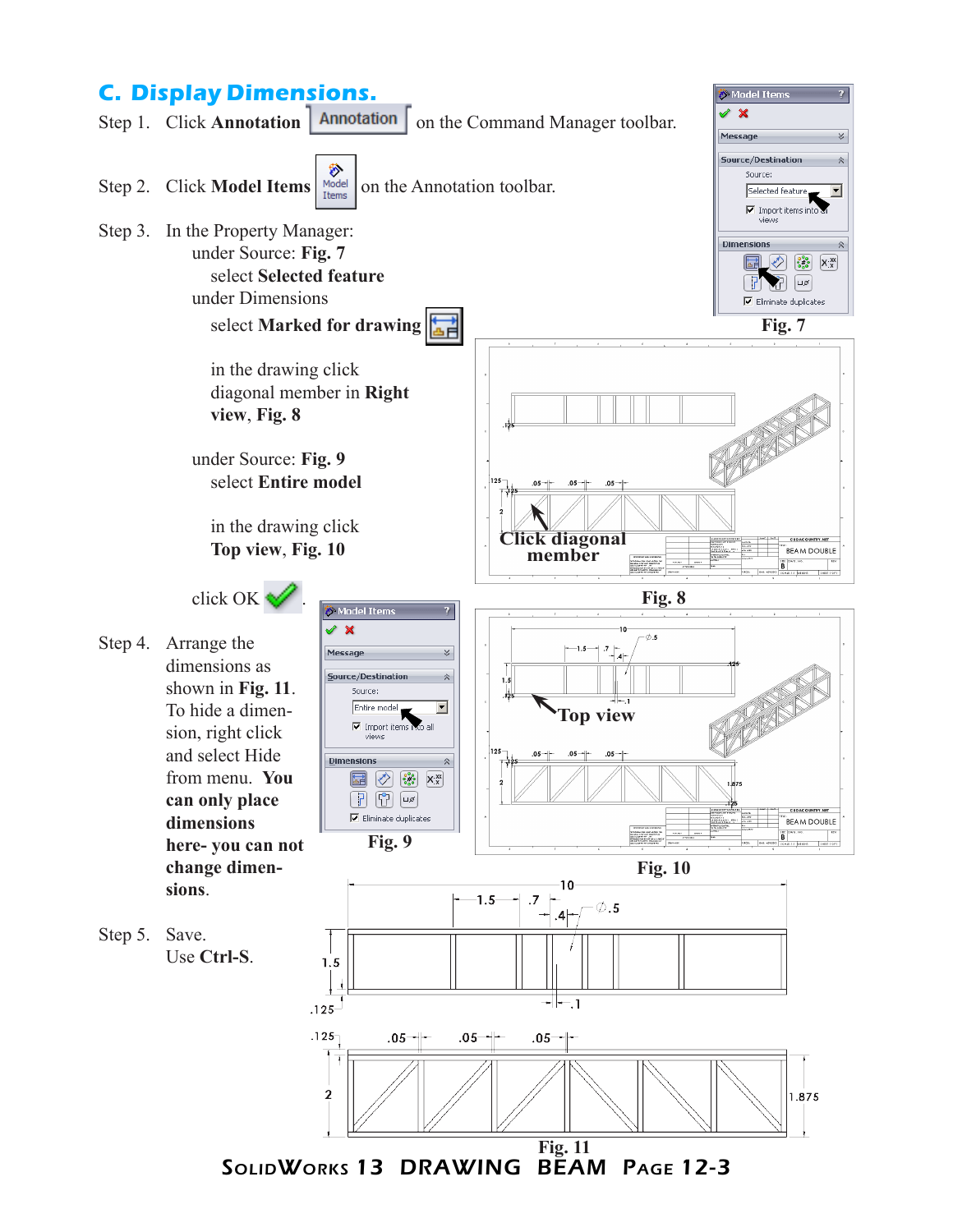## C. Display Dimensions.

Step 1. Click **Annotation** on the Command Manager toolbar.

Step 2. Click **Model Items** on the Annotation toolbar.

Step 3. In the Property Manager:
under Source: **Fig. 7**
select **Selected feature**
under Dimensions
select **Marked for drawing**

in the drawing click diagonal member in **Right view**, **Fig. 8**

under Source: **Fig. 9**
select **Entire model**

in the drawing click **Top view**, **Fig. 10**

click OK.

Step 4. Arrange the dimensions as shown in **Fig. 11**. To hide a dimension, right click and select Hide from menu. **You can only place dimensions here- you can not change dimensions**.

Step 5. Save.
Use **Ctrl-S**.

Fig. 7

Click diagonal member

Fig. 8

Fig. 9

Top view

Fig. 10

Fig. 11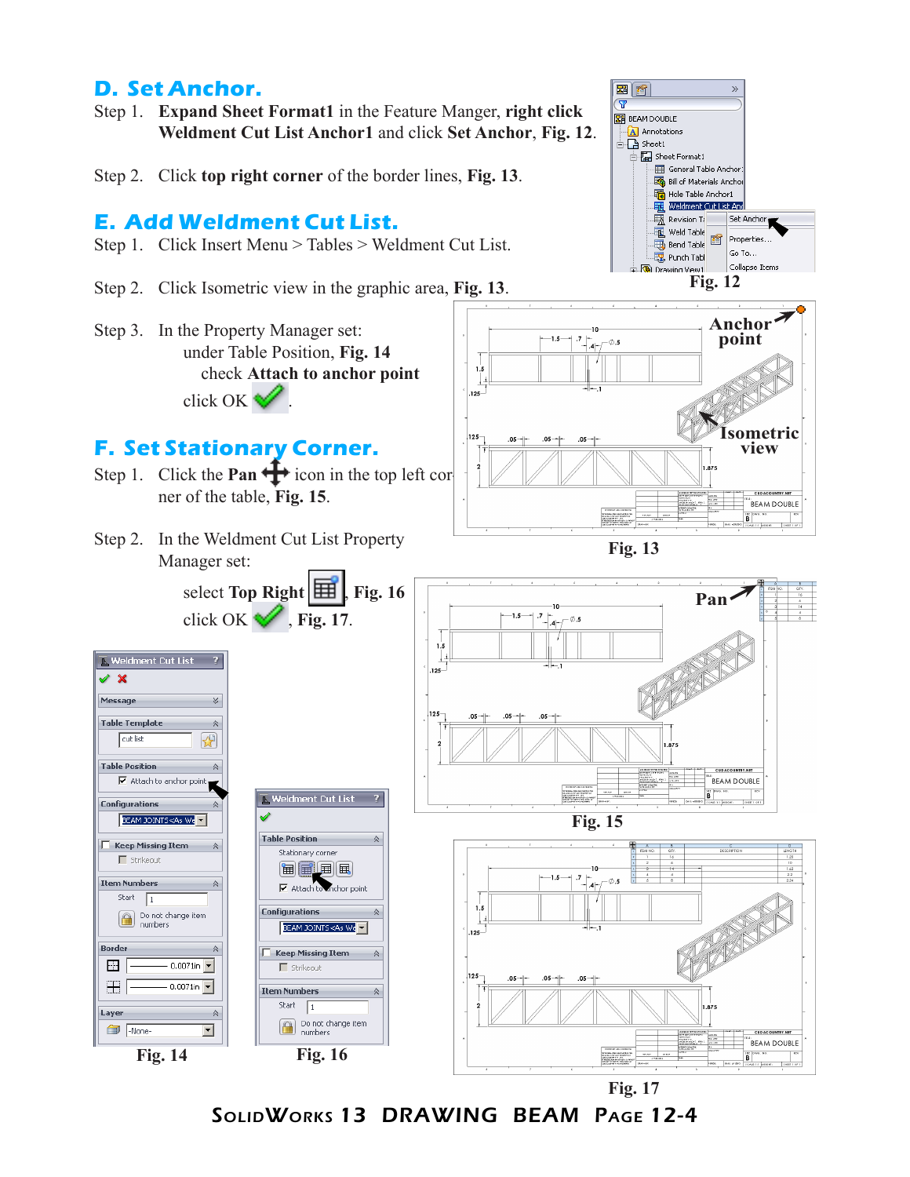## D. Set Anchor.

Step 1. **Expand Sheet Format1** in the Feature Manger, **right click Weldment Cut List Anchor1** and click **Set Anchor**, **Fig. 12**.

Step 2. Click **top right corner** of the border lines, **Fig. 13**.

## E. Add Weldment Cut List.

Step 1. Click Insert Menu > Tables > Weldment Cut List.

Step 2. Click Isometric view in the graphic area, **Fig. 13**.

Step 3. In the Property Manager set:
under Table Position, **Fig. 14**
check **Attach to anchor point**
click OK .

## F. Set Stationary Corner.

Step 1. Click the **Pan** icon in the top left corner of the table, **Fig. 15**.

Step 2. In the Weldment Cut List Property Manager set:

select **Top Right** , **Fig. 16**
click OK , **Fig. 17**.

Fig. 12

Fig. 13

Fig. 14

Fig. 15

Fig. 16

Fig. 17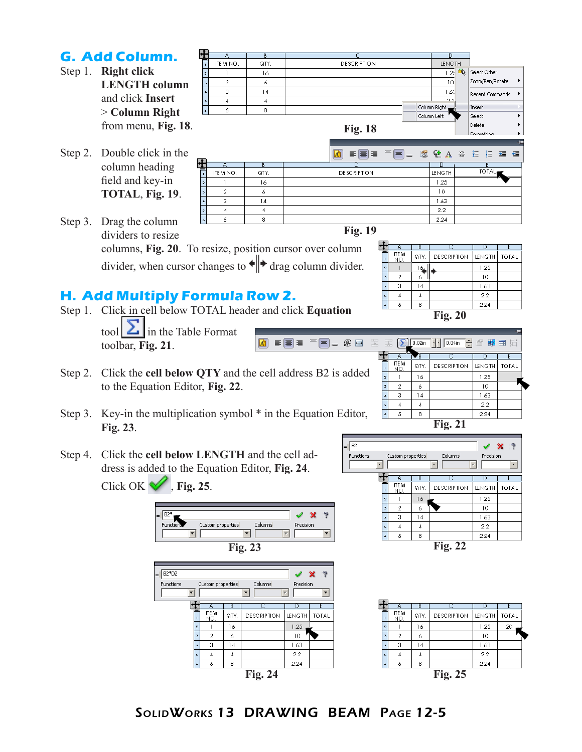## G. Add Column.

Step 1. **Right click LENGTH column** and click **Insert > Column Right** from menu, **Fig. 18**.

Fig. 18

Step 2. Double click in the column heading field and key-in **TOTAL, Fig. 19**.

Fig. 19

Step 3. Drag the column dividers to resize columns, **Fig. 20**. To resize, position cursor over column divider, when cursor changes to ◆|◆ drag column divider.

Fig. 20

## H. Add Multiply Formula Row 2.

Step 1. Click in cell below TOTAL header and click **Equation** tool Σ in the Table Format toolbar, **Fig. 21**.

Fig. 21

Step 2. Click the **cell below QTY** and the cell address B2 is added to the Equation Editor, **Fig. 22**.

Fig. 22

Step 3. Key-in the multiplication symbol * in the Equation Editor, **Fig. 23**.

Fig. 23

Step 4. Click the **cell below LENGTH** and the cell address is added to the Equation Editor, **Fig. 24**.

Click OK ✔, **Fig. 25**.

Fig. 24

Fig. 25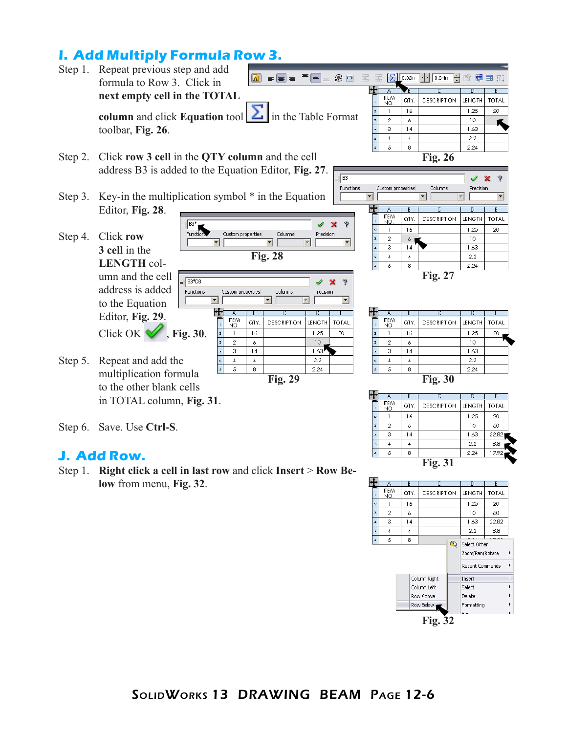## I. Add Multiply Formula Row 3.

Step 1. Repeat previous step and add formula to Row 3. Click in **next empty cell in the TOTAL column** and click **Equation** tool in the Table Format toolbar, **Fig. 26**.

Fig. 26

Step 2. Click **row 3 cell** in the **QTY column** and the cell address B3 is added to the Equation Editor, **Fig. 27**.

Step 3. Key-in the multiplication symbol * in the Equation Editor, **Fig. 28**.

Fig. 27

Step 4. Click **row 3 cell** in the **LENGTH column** and the cell address is added to the Equation Editor, **Fig. 29**.

Click OK, **Fig. 30**.

Fig. 28

Step 5. Repeat and add the multiplication formula to the other blank cells in TOTAL column, **Fig. 31**.

Fig. 29

Fig. 30

Step 6. Save. Use **Ctrl-S**.

Fig. 31

| ITEM NO. | QTY. | DESCRIPTION | LENGTH | TOTAL |
|---|---|---|---|---|
| 1 | 16 | | 1.25 | 20 |
| 2 | 6 | | 10 | 60 |
| 3 | 14 | | 1.63 | 22.82 |
| 4 | 4 | | 2.2 | 8.8 |
| 5 | 8 | | 2.24 | 17.92 |

## J. Add Row.

Step 1. **Right click a cell in last row** and click **Insert** > **Row Below** from menu, **Fig. 32**.

Fig. 32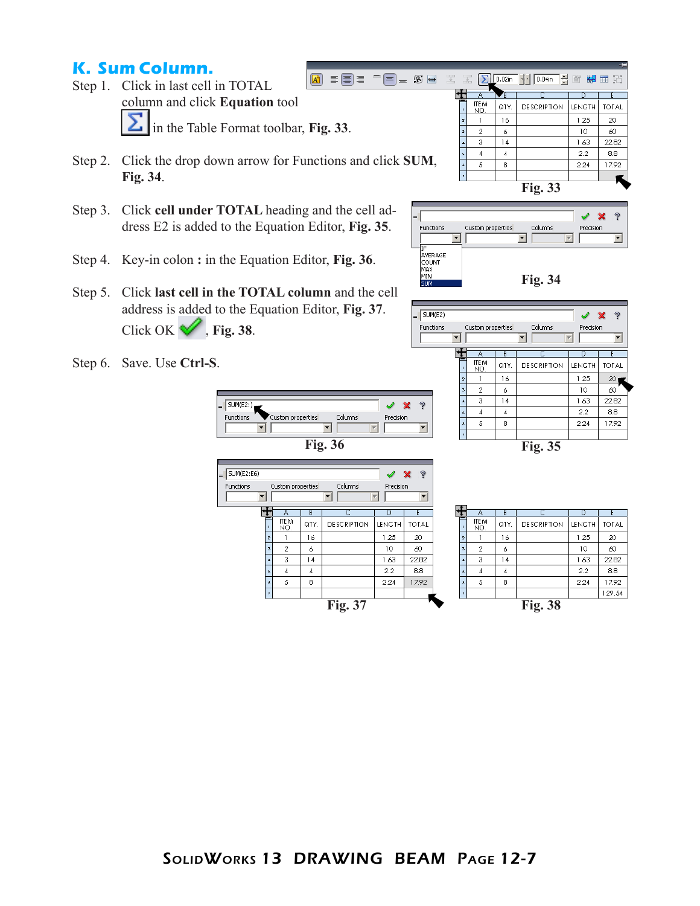## K. Sum Column.

Step 1. Click in last cell in TOTAL column and click **Equation** tool in the Table Format toolbar, **Fig. 33**.

Step 2. Click the drop down arrow for Functions and click **SUM**, **Fig. 34**.

Step 3. Click **cell under TOTAL** heading and the cell address E2 is added to the Equation Editor, **Fig. 35**.

Step 4. Key-in colon **:** in the Equation Editor, **Fig. 36**.

Step 5. Click **last cell in the TOTAL column** and the cell address is added to the Equation Editor, **Fig. 37**. Click OK, **Fig. 38**.

Step 6. Save. Use **Ctrl-S**.

| ITEM NO. | QTY. | DESCRIPTION | LENGTH | TOTAL |
|---|---|---|---|---|
| 1 | 16 | | 1.25 | 20 |
| 2 | 6 | | 10 | 60 |
| 3 | 14 | | 1.63 | 22.82 |
| 4 | 4 | | 2.2 | 8.8 |
| 5 | 8 | | 2.24 | 17.92 |
| | | | | |

**Fig. 33**

Functions: IF, AVERAGE, COUNT, MAX, MIN, SUM

**Fig. 34**

SUM(E2)

**Fig. 35**

SUM(E2:)

**Fig. 36**

SUM(E2:E6)

**Fig. 37**

| ITEM NO. | QTY. | DESCRIPTION | LENGTH | TOTAL |
|---|---|---|---|---|
| 1 | 16 | | 1.25 | 20 |
| 2 | 6 | | 10 | 60 |
| 3 | 14 | | 1.63 | 22.82 |
| 4 | 4 | | 2.2 | 8.8 |
| 5 | 8 | | 2.24 | 17.92 |
| | | | | 129.54 |

**Fig. 38**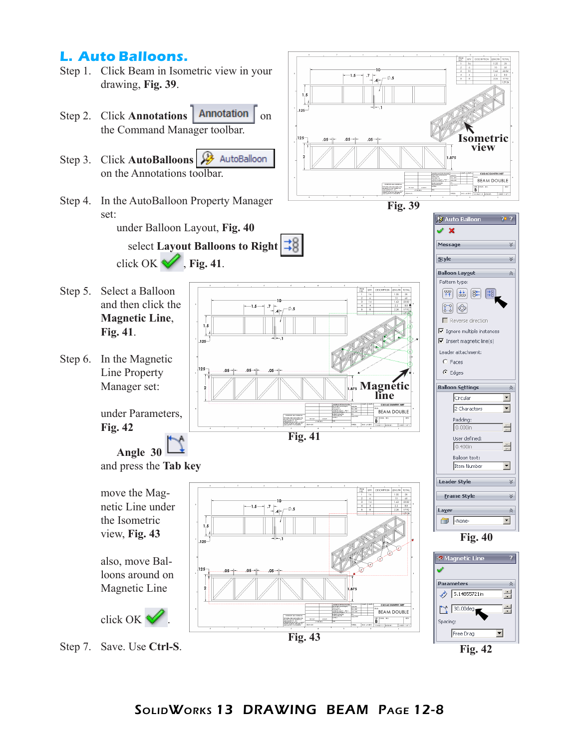## L. Auto Balloons.

Step 1. Click Beam in Isometric view in your drawing, **Fig. 39**.

Step 2. Click **Annotations** Annotation on the Command Manager toolbar.

Step 3. Click **AutoBalloons** AutoBalloon on the Annotations toolbar.

Step 4. In the AutoBalloon Property Manager set:

under Balloon Layout, **Fig. 40**

select **Layout Balloons to Right**

click OK, **Fig. 41**.

Step 5. Select a Balloon and then click the **Magnetic Line**, **Fig. 41**.

Step 6. In the Magnetic Line Property Manager set:

under Parameters, **Fig. 42**

**Angle 30**

and press the **Tab key**

move the Magnetic Line under the Isometric view, **Fig. 43**

also, move Balloons around on Magnetic Line

click OK.

Step 7. Save. Use **Ctrl-S**.

Fig. 39

Fig. 40

Fig. 41

Fig. 42

Fig. 43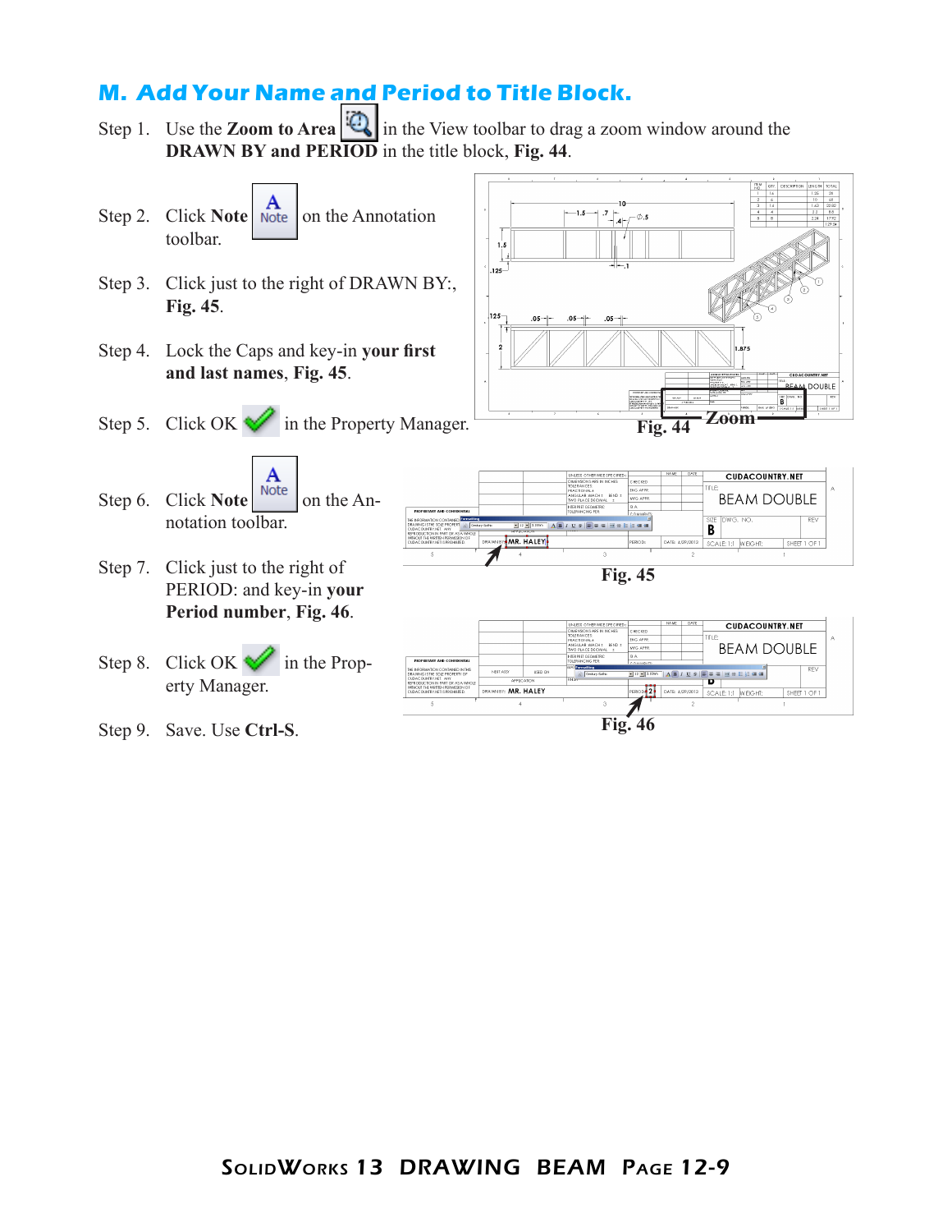## M. Add Your Name and Period to Title Block.

Step 1. Use the **Zoom to Area** in the View toolbar to drag a zoom window around the **DRAWN BY and PERIOD** in the title block, **Fig. 44**.

Step 2. Click **Note** on the Annotation toolbar.

Step 3. Click just to the right of DRAWN BY:, **Fig. 45**.

Step 4. Lock the Caps and key-in **your first and last names**, **Fig. 45**.

Step 5. Click OK in the Property Manager.

Zoom

Fig. 44

Step 6. Click **Note** on the Annotation toolbar.

Fig. 45

Step 7. Click just to the right of PERIOD: and key-in **your Period number**, **Fig. 46**.

Step 8. Click OK in the Property Manager.

Fig. 46

Step 9. Save. Use **Ctrl-S**.